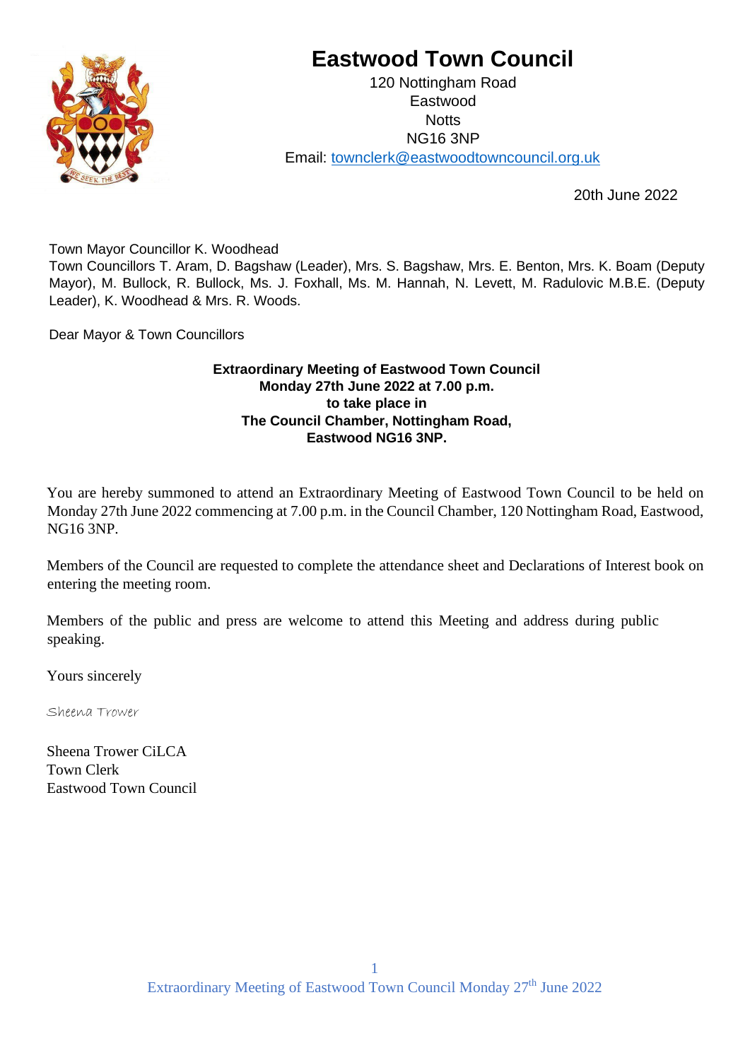# Eastwood Town Council

120 Nottingham Road
Eastwood
Notts
NG16 3NP
Email: townclerk@eastwoodtowncouncil.org.uk

20th June 2022

Town Mayor Councillor K. Woodhead
Town Councillors T. Aram, D. Bagshaw (Leader), Mrs. S. Bagshaw, Mrs. E. Benton, Mrs. K. Boam (Deputy Mayor), M. Bullock, R. Bullock, Ms. J. Foxhall, Ms. M. Hannah, N. Levett, M. Radulovic M.B.E. (Deputy Leader), K. Woodhead & Mrs. R. Woods.

Dear Mayor & Town Councillors

**Extraordinary Meeting of Eastwood Town Council**
**Monday 27th June 2022 at 7.00 p.m.**
**to take place in**
**The Council Chamber, Nottingham Road,**
**Eastwood NG16 3NP.**

You are hereby summoned to attend an Extraordinary Meeting of Eastwood Town Council to be held on Monday 27th June 2022 commencing at 7.00 p.m. in the Council Chamber, 120 Nottingham Road, Eastwood, NG16 3NP.

Members of the Council are requested to complete the attendance sheet and Declarations of Interest book on entering the meeting room.

Members of the public and press are welcome to attend this Meeting and address during public speaking.

Yours sincerely

*Sheena Trower*

Sheena Trower CiLCA
Town Clerk
Eastwood Town Council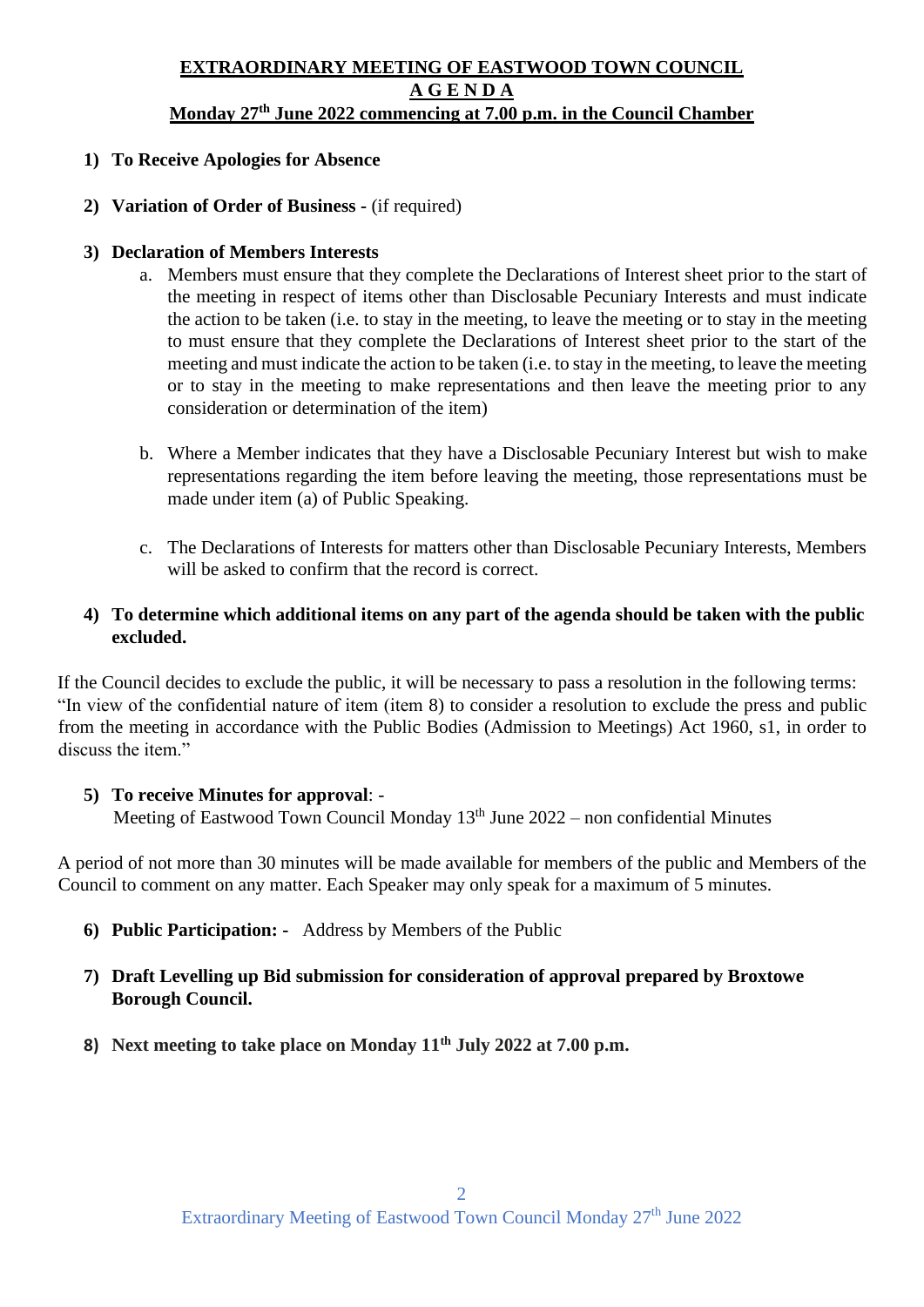# EXTRAORDINARY MEETING OF EASTWOOD TOWN COUNCIL

## A G E N D A

## Monday 27th June 2022 commencing at 7.00 p.m. in the Council Chamber

1) **To Receive Apologies for Absence**

2) **Variation of Order of Business -** (if required)

3) **Declaration of Members Interests**
   a. Members must ensure that they complete the Declarations of Interest sheet prior to the start of the meeting in respect of items other than Disclosable Pecuniary Interests and must indicate the action to be taken (i.e. to stay in the meeting, to leave the meeting or to stay in the meeting to must ensure that they complete the Declarations of Interest sheet prior to the start of the meeting and must indicate the action to be taken (i.e. to stay in the meeting, to leave the meeting or to stay in the meeting to make representations and then leave the meeting prior to any consideration or determination of the item)

   b. Where a Member indicates that they have a Disclosable Pecuniary Interest but wish to make representations regarding the item before leaving the meeting, those representations must be made under item (a) of Public Speaking.

   c. The Declarations of Interests for matters other than Disclosable Pecuniary Interests, Members will be asked to confirm that the record is correct.

4) **To determine which additional items on any part of the agenda should be taken with the public excluded.**

If the Council decides to exclude the public, it will be necessary to pass a resolution in the following terms: "In view of the confidential nature of item (item 8) to consider a resolution to exclude the press and public from the meeting in accordance with the Public Bodies (Admission to Meetings) Act 1960, s1, in order to discuss the item."

5) **To receive Minutes for approval**: -
   Meeting of Eastwood Town Council Monday 13th June 2022 – non confidential Minutes

A period of not more than 30 minutes will be made available for members of the public and Members of the Council to comment on any matter. Each Speaker may only speak for a maximum of 5 minutes.

6) **Public Participation: -** Address by Members of the Public

7) **Draft Levelling up Bid submission for consideration of approval prepared by Broxtowe Borough Council.**

8) **Next meeting to take place on Monday 11th July 2022 at 7.00 p.m.**